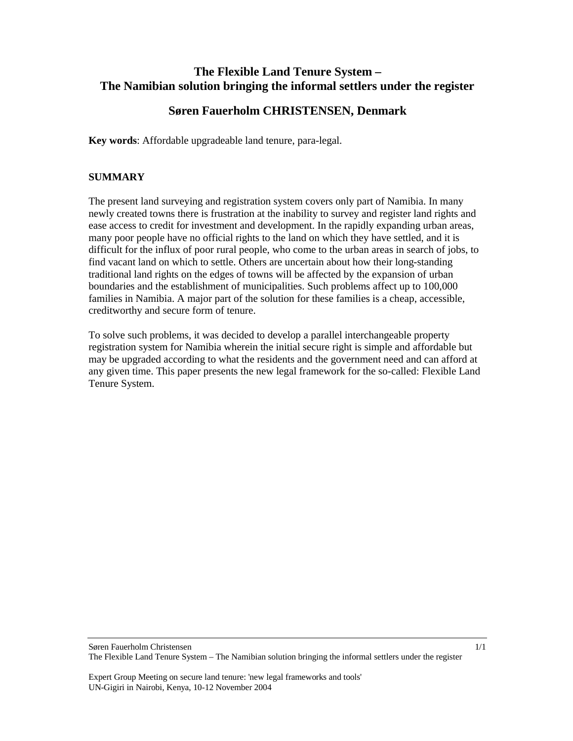# The Flexible Land Tenure System – The Namibian solution bringing the informal settlers under the register

## Søren Fauerholm CHRISTENSEN, Denmark

**Key words**: Affordable upgradeable land tenure, para-legal.

### SUMMARY

The present land surveying and registration system covers only part of Namibia. In many newly created towns there is frustration at the inability to survey and register land rights and ease access to credit for investment and development. In the rapidly expanding urban areas, many poor people have no official rights to the land on which they have settled, and it is difficult for the influx of poor rural people, who come to the urban areas in search of jobs, to find vacant land on which to settle. Others are uncertain about how their long-standing traditional land rights on the edges of towns will be affected by the expansion of urban boundaries and the establishment of municipalities. Such problems affect up to 100,000 families in Namibia. A major part of the solution for these families is a cheap, accessible, creditworthy and secure form of tenure.

To solve such problems, it was decided to develop a parallel interchangeable property registration system for Namibia wherein the initial secure right is simple and affordable but may be upgraded according to what the residents and the government need and can afford at any given time. This paper presents the new legal framework for the so-called: Flexible Land Tenure System.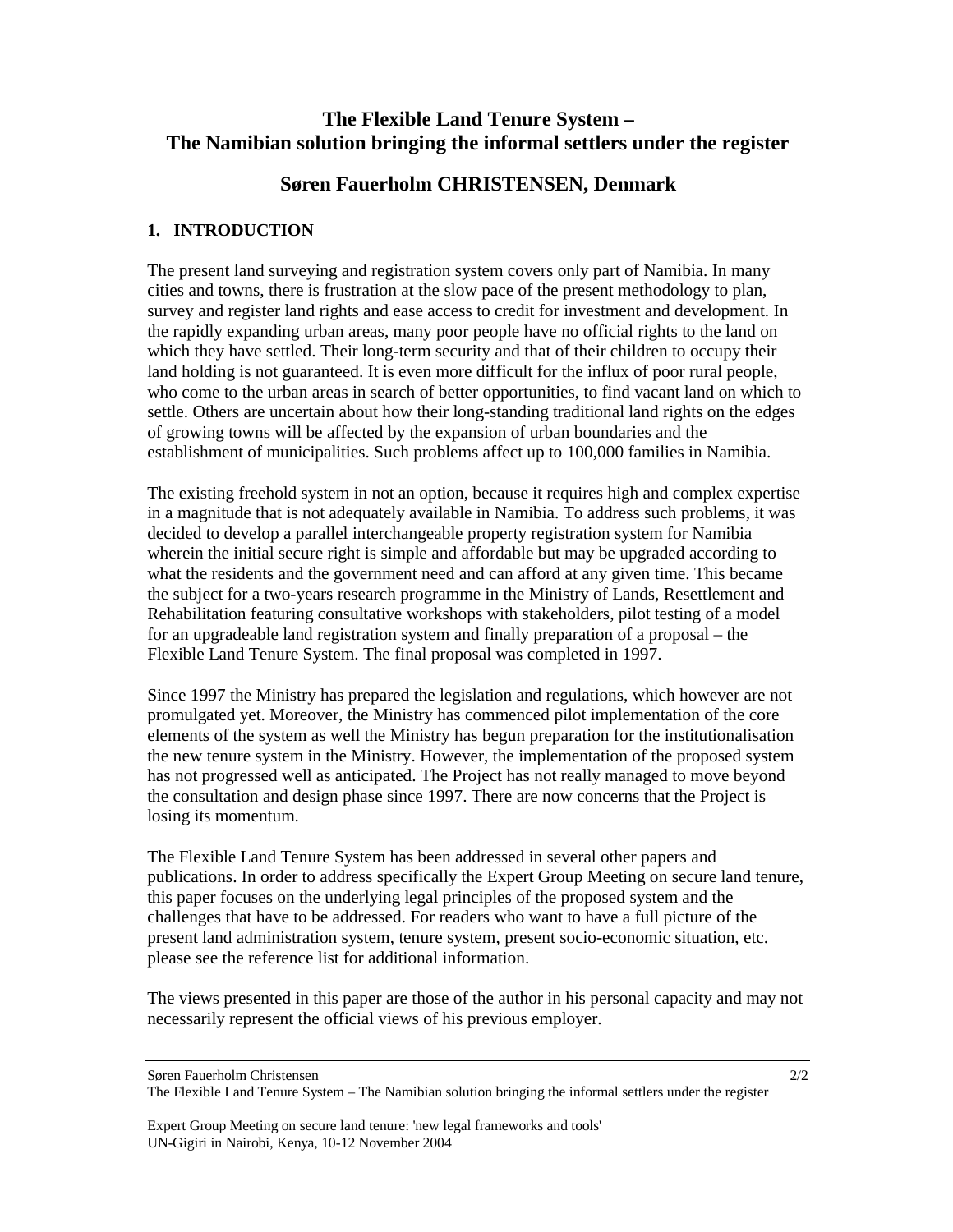# The Flexible Land Tenure System – The Namibian solution bringing the informal settlers under the register

## Søren Fauerholm CHRISTENSEN, Denmark

### 1. INTRODUCTION

The present land surveying and registration system covers only part of Namibia. In many cities and towns, there is frustration at the slow pace of the present methodology to plan, survey and register land rights and ease access to credit for investment and development. In the rapidly expanding urban areas, many poor people have no official rights to the land on which they have settled. Their long-term security and that of their children to occupy their land holding is not guaranteed. It is even more difficult for the influx of poor rural people, who come to the urban areas in search of better opportunities, to find vacant land on which to settle. Others are uncertain about how their long-standing traditional land rights on the edges of growing towns will be affected by the expansion of urban boundaries and the establishment of municipalities. Such problems affect up to 100,000 families in Namibia.

The existing freehold system in not an option, because it requires high and complex expertise in a magnitude that is not adequately available in Namibia. To address such problems, it was decided to develop a parallel interchangeable property registration system for Namibia wherein the initial secure right is simple and affordable but may be upgraded according to what the residents and the government need and can afford at any given time. This became the subject for a two-years research programme in the Ministry of Lands, Resettlement and Rehabilitation featuring consultative workshops with stakeholders, pilot testing of a model for an upgradeable land registration system and finally preparation of a proposal – the Flexible Land Tenure System. The final proposal was completed in 1997.

Since 1997 the Ministry has prepared the legislation and regulations, which however are not promulgated yet. Moreover, the Ministry has commenced pilot implementation of the core elements of the system as well the Ministry has begun preparation for the institutionalisation the new tenure system in the Ministry. However, the implementation of the proposed system has not progressed well as anticipated. The Project has not really managed to move beyond the consultation and design phase since 1997. There are now concerns that the Project is losing its momentum.

The Flexible Land Tenure System has been addressed in several other papers and publications. In order to address specifically the Expert Group Meeting on secure land tenure, this paper focuses on the underlying legal principles of the proposed system and the challenges that have to be addressed. For readers who want to have a full picture of the present land administration system, tenure system, present socio-economic situation, etc. please see the reference list for additional information.

The views presented in this paper are those of the author in his personal capacity and may not necessarily represent the official views of his previous employer.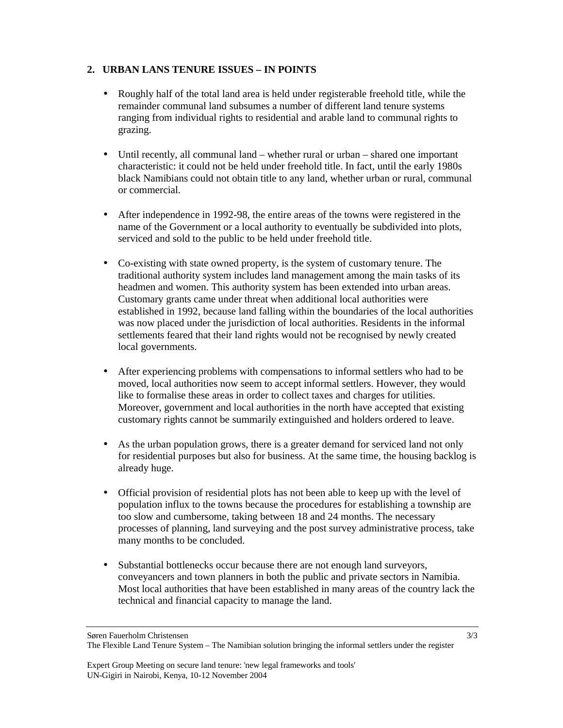## 2. URBAN LANS TENURE ISSUES – IN POINTS

- Roughly half of the total land area is held under registerable freehold title, while the remainder communal land subsumes a number of different land tenure systems ranging from individual rights to residential and arable land to communal rights to grazing.

- Until recently, all communal land – whether rural or urban – shared one important characteristic: it could not be held under freehold title. In fact, until the early 1980s black Namibians could not obtain title to any land, whether urban or rural, communal or commercial.

- After independence in 1992-98, the entire areas of the towns were registered in the name of the Government or a local authority to eventually be subdivided into plots, serviced and sold to the public to be held under freehold title.

- Co-existing with state owned property, is the system of customary tenure. The traditional authority system includes land management among the main tasks of its headmen and women. This authority system has been extended into urban areas. Customary grants came under threat when additional local authorities were established in 1992, because land falling within the boundaries of the local authorities was now placed under the jurisdiction of local authorities. Residents in the informal settlements feared that their land rights would not be recognised by newly created local governments.

- After experiencing problems with compensations to informal settlers who had to be moved, local authorities now seem to accept informal settlers. However, they would like to formalise these areas in order to collect taxes and charges for utilities. Moreover, government and local authorities in the north have accepted that existing customary rights cannot be summarily extinguished and holders ordered to leave.

- As the urban population grows, there is a greater demand for serviced land not only for residential purposes but also for business. At the same time, the housing backlog is already huge.

- Official provision of residential plots has not been able to keep up with the level of population influx to the towns because the procedures for establishing a township are too slow and cumbersome, taking between 18 and 24 months. The necessary processes of planning, land surveying and the post survey administrative process, take many months to be concluded.

- Substantial bottlenecks occur because there are not enough land surveyors, conveyancers and town planners in both the public and private sectors in Namibia. Most local authorities that have been established in many areas of the country lack the technical and financial capacity to manage the land.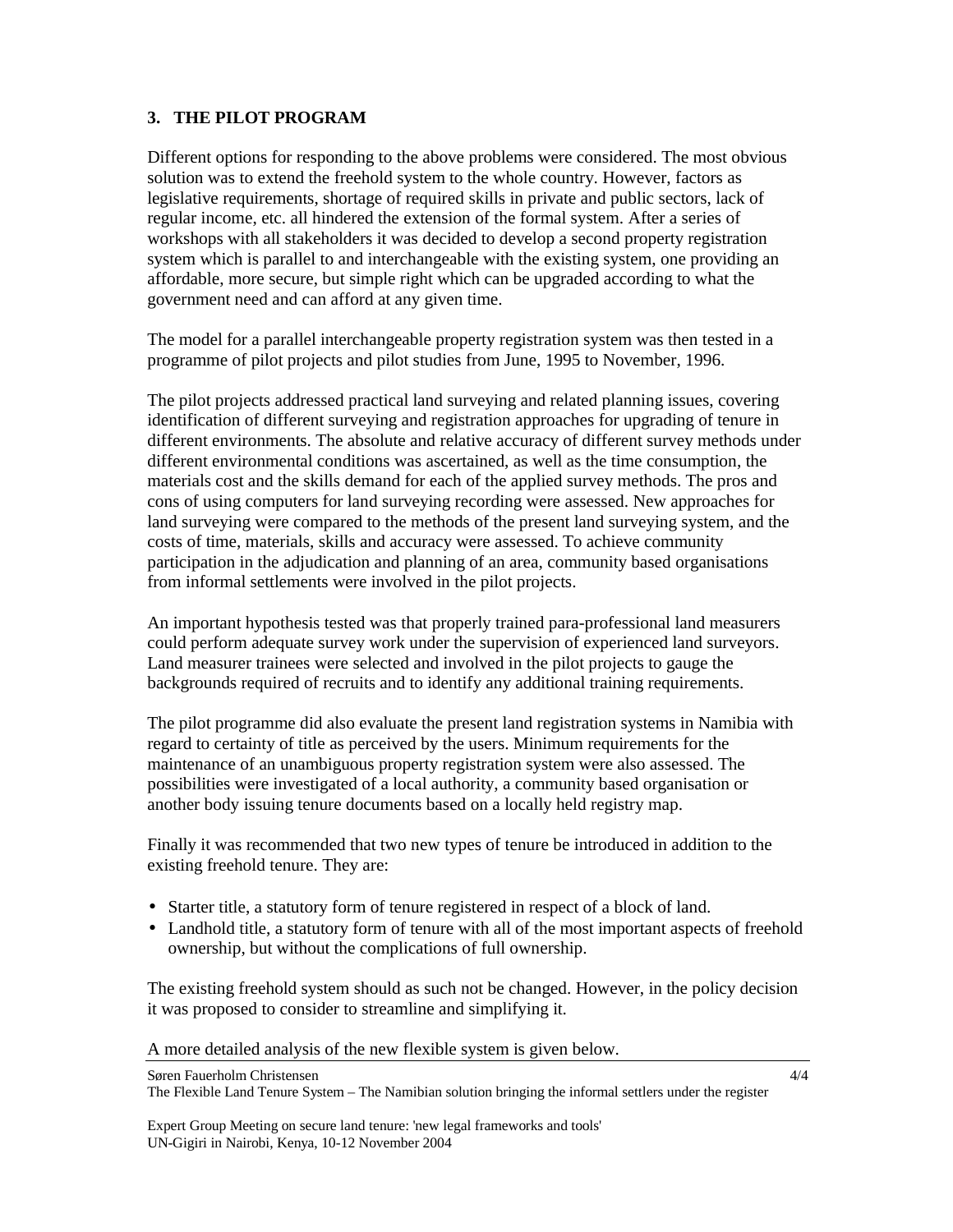## 3. THE PILOT PROGRAM

Different options for responding to the above problems were considered. The most obvious solution was to extend the freehold system to the whole country. However, factors as legislative requirements, shortage of required skills in private and public sectors, lack of regular income, etc. all hindered the extension of the formal system. After a series of workshops with all stakeholders it was decided to develop a second property registration system which is parallel to and interchangeable with the existing system, one providing an affordable, more secure, but simple right which can be upgraded according to what the government need and can afford at any given time.

The model for a parallel interchangeable property registration system was then tested in a programme of pilot projects and pilot studies from June, 1995 to November, 1996.

The pilot projects addressed practical land surveying and related planning issues, covering identification of different surveying and registration approaches for upgrading of tenure in different environments. The absolute and relative accuracy of different survey methods under different environmental conditions was ascertained, as well as the time consumption, the materials cost and the skills demand for each of the applied survey methods. The pros and cons of using computers for land surveying recording were assessed. New approaches for land surveying were compared to the methods of the present land surveying system, and the costs of time, materials, skills and accuracy were assessed. To achieve community participation in the adjudication and planning of an area, community based organisations from informal settlements were involved in the pilot projects.

An important hypothesis tested was that properly trained para-professional land measurers could perform adequate survey work under the supervision of experienced land surveyors. Land measurer trainees were selected and involved in the pilot projects to gauge the backgrounds required of recruits and to identify any additional training requirements.

The pilot programme did also evaluate the present land registration systems in Namibia with regard to certainty of title as perceived by the users. Minimum requirements for the maintenance of an unambiguous property registration system were also assessed. The possibilities were investigated of a local authority, a community based organisation or another body issuing tenure documents based on a locally held registry map.

Finally it was recommended that two new types of tenure be introduced in addition to the existing freehold tenure. They are:

- Starter title, a statutory form of tenure registered in respect of a block of land.
- Landhold title, a statutory form of tenure with all of the most important aspects of freehold ownership, but without the complications of full ownership.

The existing freehold system should as such not be changed. However, in the policy decision it was proposed to consider to streamline and simplifying it.

A more detailed analysis of the new flexible system is given below.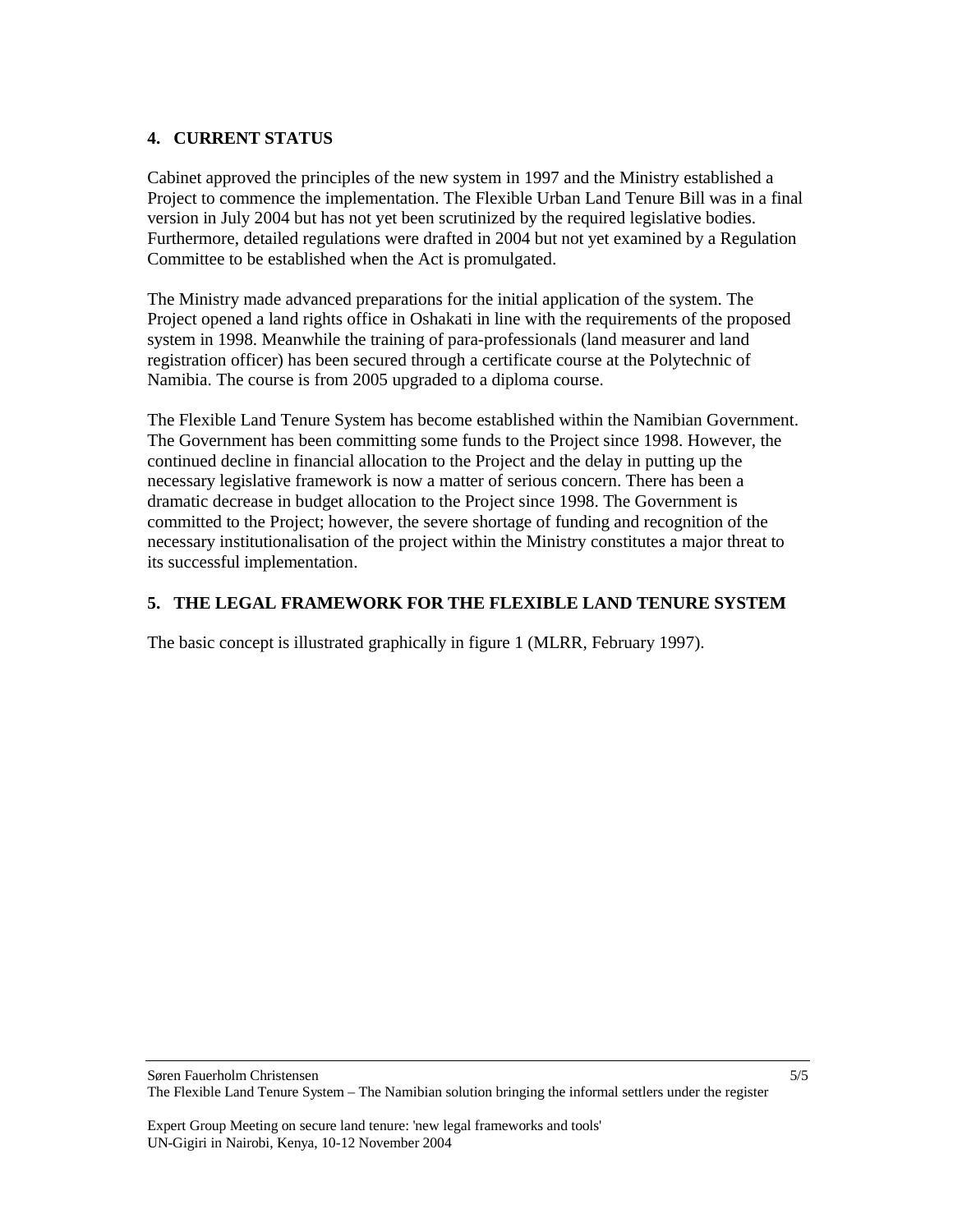## 4. CURRENT STATUS

Cabinet approved the principles of the new system in 1997 and the Ministry established a Project to commence the implementation. The Flexible Urban Land Tenure Bill was in a final version in July 2004 but has not yet been scrutinized by the required legislative bodies. Furthermore, detailed regulations were drafted in 2004 but not yet examined by a Regulation Committee to be established when the Act is promulgated.

The Ministry made advanced preparations for the initial application of the system. The Project opened a land rights office in Oshakati in line with the requirements of the proposed system in 1998. Meanwhile the training of para-professionals (land measurer and land registration officer) has been secured through a certificate course at the Polytechnic of Namibia. The course is from 2005 upgraded to a diploma course.

The Flexible Land Tenure System has become established within the Namibian Government. The Government has been committing some funds to the Project since 1998. However, the continued decline in financial allocation to the Project and the delay in putting up the necessary legislative framework is now a matter of serious concern. There has been a dramatic decrease in budget allocation to the Project since 1998. The Government is committed to the Project; however, the severe shortage of funding and recognition of the necessary institutionalisation of the project within the Ministry constitutes a major threat to its successful implementation.

## 5. THE LEGAL FRAMEWORK FOR THE FLEXIBLE LAND TENURE SYSTEM

The basic concept is illustrated graphically in figure 1 (MLRR, February 1997).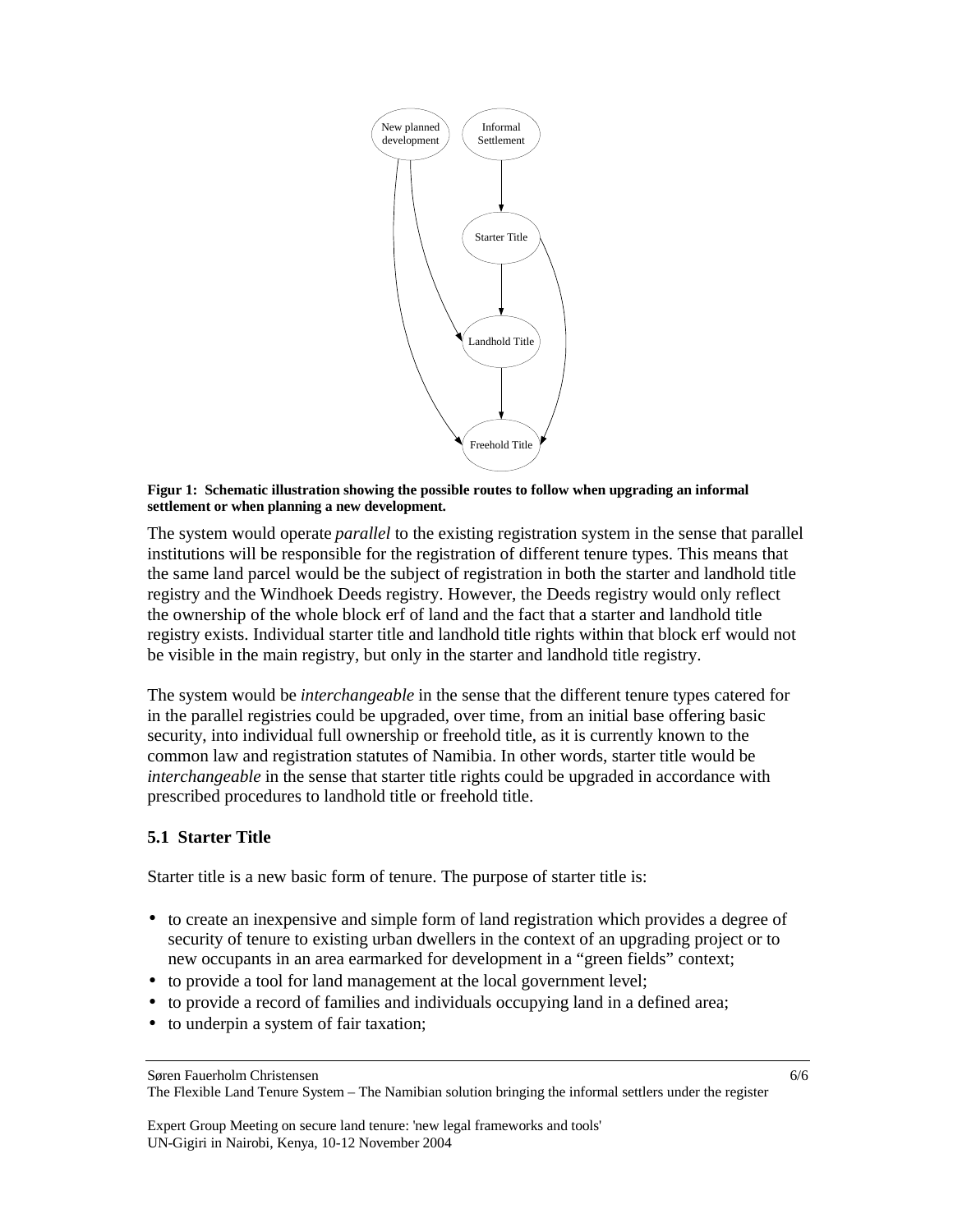**Figur 1: Schematic illustration showing the possible routes to follow when upgrading an informal settlement or when planning a new development.**

The system would operate *parallel* to the existing registration system in the sense that parallel institutions will be responsible for the registration of different tenure types. This means that the same land parcel would be the subject of registration in both the starter and landhold title registry and the Windhoek Deeds registry. However, the Deeds registry would only reflect the ownership of the whole block erf of land and the fact that a starter and landhold title registry exists. Individual starter title and landhold title rights within that block erf would not be visible in the main registry, but only in the starter and landhold title registry.

The system would be *interchangeable* in the sense that the different tenure types catered for in the parallel registries could be upgraded, over time, from an initial base offering basic security, into individual full ownership or freehold title, as it is currently known to the common law and registration statutes of Namibia. In other words, starter title would be *interchangeable* in the sense that starter title rights could be upgraded in accordance with prescribed procedures to landhold title or freehold title.

### 5.1 Starter Title

Starter title is a new basic form of tenure. The purpose of starter title is:

- to create an inexpensive and simple form of land registration which provides a degree of security of tenure to existing urban dwellers in the context of an upgrading project or to new occupants in an area earmarked for development in a "green fields" context;
- to provide a tool for land management at the local government level;
- to provide a record of families and individuals occupying land in a defined area;
- to underpin a system of fair taxation;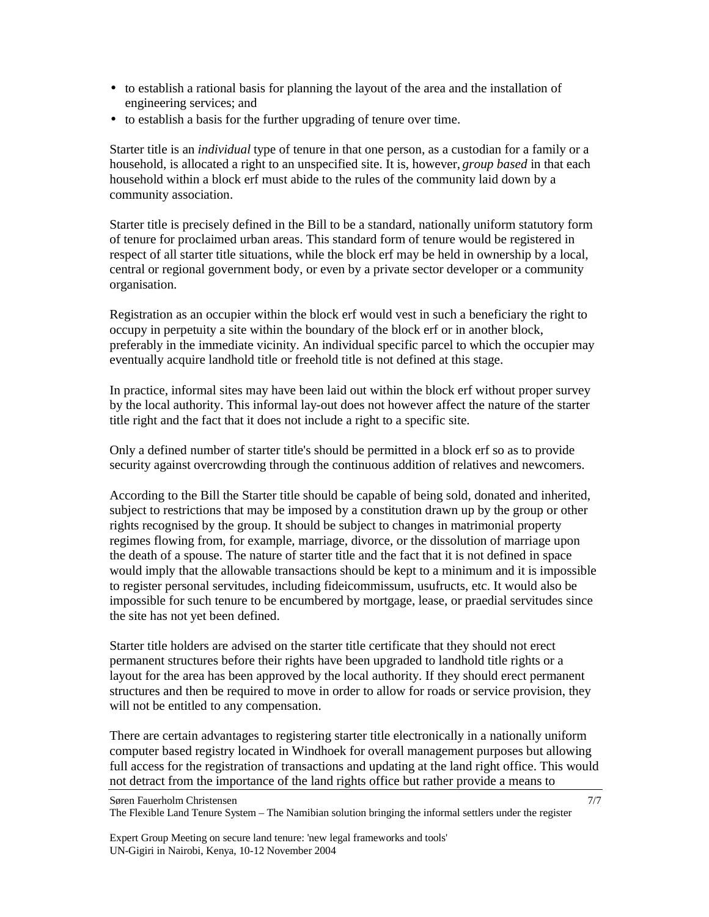- to establish a rational basis for planning the layout of the area and the installation of engineering services; and
- to establish a basis for the further upgrading of tenure over time.

Starter title is an *individual* type of tenure in that one person, as a custodian for a family or a household, is allocated a right to an unspecified site. It is, however, *group based* in that each household within a block erf must abide to the rules of the community laid down by a community association.

Starter title is precisely defined in the Bill to be a standard, nationally uniform statutory form of tenure for proclaimed urban areas. This standard form of tenure would be registered in respect of all starter title situations, while the block erf may be held in ownership by a local, central or regional government body, or even by a private sector developer or a community organisation.

Registration as an occupier within the block erf would vest in such a beneficiary the right to occupy in perpetuity a site within the boundary of the block erf or in another block, preferably in the immediate vicinity. An individual specific parcel to which the occupier may eventually acquire landhold title or freehold title is not defined at this stage.

In practice, informal sites may have been laid out within the block erf without proper survey by the local authority. This informal lay-out does not however affect the nature of the starter title right and the fact that it does not include a right to a specific site.

Only a defined number of starter title's should be permitted in a block erf so as to provide security against overcrowding through the continuous addition of relatives and newcomers.

According to the Bill the Starter title should be capable of being sold, donated and inherited, subject to restrictions that may be imposed by a constitution drawn up by the group or other rights recognised by the group. It should be subject to changes in matrimonial property regimes flowing from, for example, marriage, divorce, or the dissolution of marriage upon the death of a spouse. The nature of starter title and the fact that it is not defined in space would imply that the allowable transactions should be kept to a minimum and it is impossible to register personal servitudes, including fideicommissum, usufructs, etc. It would also be impossible for such tenure to be encumbered by mortgage, lease, or praedial servitudes since the site has not yet been defined.

Starter title holders are advised on the starter title certificate that they should not erect permanent structures before their rights have been upgraded to landhold title rights or a layout for the area has been approved by the local authority. If they should erect permanent structures and then be required to move in order to allow for roads or service provision, they will not be entitled to any compensation.

There are certain advantages to registering starter title electronically in a nationally uniform computer based registry located in Windhoek for overall management purposes but allowing full access for the registration of transactions and updating at the land right office. This would not detract from the importance of the land rights office but rather provide a means to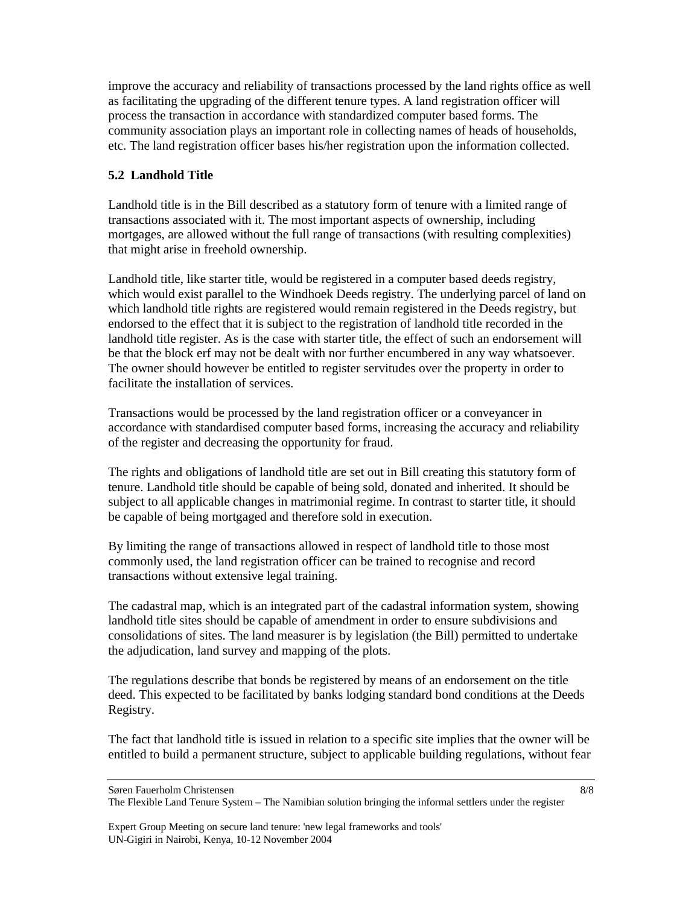improve the accuracy and reliability of transactions processed by the land rights office as well as facilitating the upgrading of the different tenure types. A land registration officer will process the transaction in accordance with standardized computer based forms. The community association plays an important role in collecting names of heads of households, etc. The land registration officer bases his/her registration upon the information collected.

### 5.2 Landhold Title

Landhold title is in the Bill described as a statutory form of tenure with a limited range of transactions associated with it. The most important aspects of ownership, including mortgages, are allowed without the full range of transactions (with resulting complexities) that might arise in freehold ownership.

Landhold title, like starter title, would be registered in a computer based deeds registry, which would exist parallel to the Windhoek Deeds registry. The underlying parcel of land on which landhold title rights are registered would remain registered in the Deeds registry, but endorsed to the effect that it is subject to the registration of landhold title recorded in the landhold title register. As is the case with starter title, the effect of such an endorsement will be that the block erf may not be dealt with nor further encumbered in any way whatsoever. The owner should however be entitled to register servitudes over the property in order to facilitate the installation of services.

Transactions would be processed by the land registration officer or a conveyancer in accordance with standardised computer based forms, increasing the accuracy and reliability of the register and decreasing the opportunity for fraud.

The rights and obligations of landhold title are set out in Bill creating this statutory form of tenure. Landhold title should be capable of being sold, donated and inherited. It should be subject to all applicable changes in matrimonial regime. In contrast to starter title, it should be capable of being mortgaged and therefore sold in execution.

By limiting the range of transactions allowed in respect of landhold title to those most commonly used, the land registration officer can be trained to recognise and record transactions without extensive legal training.

The cadastral map, which is an integrated part of the cadastral information system, showing landhold title sites should be capable of amendment in order to ensure subdivisions and consolidations of sites. The land measurer is by legislation (the Bill) permitted to undertake the adjudication, land survey and mapping of the plots.

The regulations describe that bonds be registered by means of an endorsement on the title deed. This expected to be facilitated by banks lodging standard bond conditions at the Deeds Registry.

The fact that landhold title is issued in relation to a specific site implies that the owner will be entitled to build a permanent structure, subject to applicable building regulations, without fear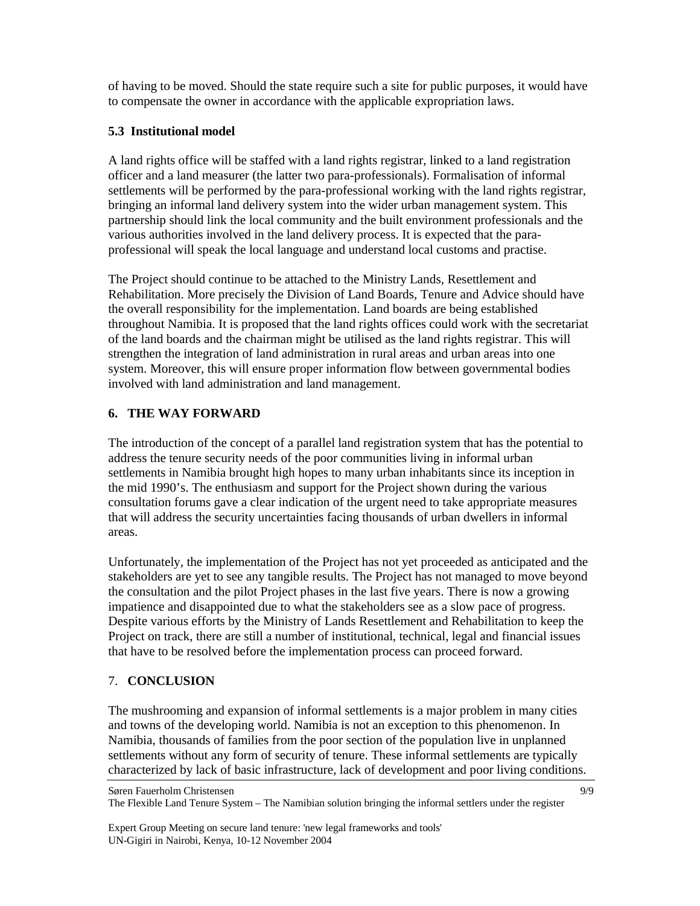of having to be moved. Should the state require such a site for public purposes, it would have to compensate the owner in accordance with the applicable expropriation laws.

### 5.3 Institutional model

A land rights office will be staffed with a land rights registrar, linked to a land registration officer and a land measurer (the latter two para-professionals). Formalisation of informal settlements will be performed by the para-professional working with the land rights registrar, bringing an informal land delivery system into the wider urban management system. This partnership should link the local community and the built environment professionals and the various authorities involved in the land delivery process. It is expected that the para-professional will speak the local language and understand local customs and practise.

The Project should continue to be attached to the Ministry Lands, Resettlement and Rehabilitation. More precisely the Division of Land Boards, Tenure and Advice should have the overall responsibility for the implementation. Land boards are being established throughout Namibia. It is proposed that the land rights offices could work with the secretariat of the land boards and the chairman might be utilised as the land rights registrar. This will strengthen the integration of land administration in rural areas and urban areas into one system. Moreover, this will ensure proper information flow between governmental bodies involved with land administration and land management.

## 6. THE WAY FORWARD

The introduction of the concept of a parallel land registration system that has the potential to address the tenure security needs of the poor communities living in informal urban settlements in Namibia brought high hopes to many urban inhabitants since its inception in the mid 1990's. The enthusiasm and support for the Project shown during the various consultation forums gave a clear indication of the urgent need to take appropriate measures that will address the security uncertainties facing thousands of urban dwellers in informal areas.

Unfortunately, the implementation of the Project has not yet proceeded as anticipated and the stakeholders are yet to see any tangible results. The Project has not managed to move beyond the consultation and the pilot Project phases in the last five years. There is now a growing impatience and disappointed due to what the stakeholders see as a slow pace of progress. Despite various efforts by the Ministry of Lands Resettlement and Rehabilitation to keep the Project on track, there are still a number of institutional, technical, legal and financial issues that have to be resolved before the implementation process can proceed forward.

## 7. CONCLUSION

The mushrooming and expansion of informal settlements is a major problem in many cities and towns of the developing world. Namibia is not an exception to this phenomenon. In Namibia, thousands of families from the poor section of the population live in unplanned settlements without any form of security of tenure. These informal settlements are typically characterized by lack of basic infrastructure, lack of development and poor living conditions.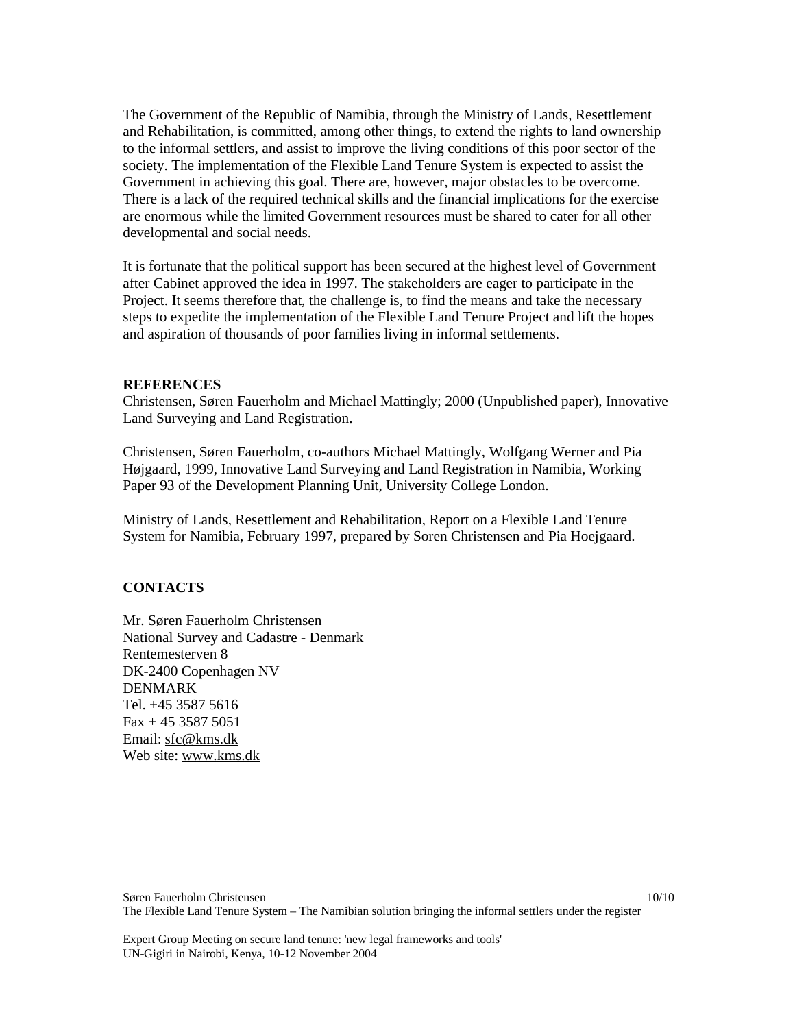The Government of the Republic of Namibia, through the Ministry of Lands, Resettlement and Rehabilitation, is committed, among other things, to extend the rights to land ownership to the informal settlers, and assist to improve the living conditions of this poor sector of the society. The implementation of the Flexible Land Tenure System is expected to assist the Government in achieving this goal. There are, however, major obstacles to be overcome. There is a lack of the required technical skills and the financial implications for the exercise are enormous while the limited Government resources must be shared to cater for all other developmental and social needs.

It is fortunate that the political support has been secured at the highest level of Government after Cabinet approved the idea in 1997. The stakeholders are eager to participate in the Project. It seems therefore that, the challenge is, to find the means and take the necessary steps to expedite the implementation of the Flexible Land Tenure Project and lift the hopes and aspiration of thousands of poor families living in informal settlements.

## REFERENCES

Christensen, Søren Fauerholm and Michael Mattingly; 2000 (Unpublished paper), Innovative Land Surveying and Land Registration.

Christensen, Søren Fauerholm, co-authors Michael Mattingly, Wolfgang Werner and Pia Højgaard, 1999, Innovative Land Surveying and Land Registration in Namibia, Working Paper 93 of the Development Planning Unit, University College London.

Ministry of Lands, Resettlement and Rehabilitation, Report on a Flexible Land Tenure System for Namibia, February 1997, prepared by Soren Christensen and Pia Hoejgaard.

## CONTACTS

Mr. Søren Fauerholm Christensen
National Survey and Cadastre - Denmark
Rentemesterven 8
DK-2400 Copenhagen NV
DENMARK
Tel. +45 3587 5616
Fax + 45 3587 5051
Email: sfc@kms.dk
Web site: www.kms.dk